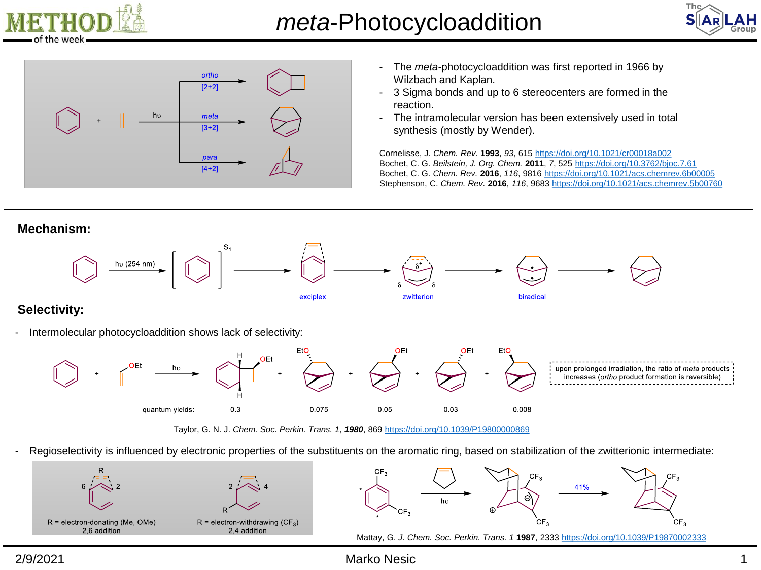# meta-Photocycloaddition

*ortho* [2+2]

*meta* [3+2]

*para* [4+2]

hυ

- The *meta*-photocycloaddition was first reported in 1966 by Wilzbach and Kaplan.
- 3 Sigma bonds and up to 6 stereocenters are formed in the reaction.
- The intramolecular version has been extensively used in total synthesis (mostly by Wender).

Cornelisse, J. *Chem. Rev.* **1993**, *93*, 615 https://doi.org/10.1021/cr00018a002
Bochet, C. G. *Beilstein, J. Org. Chem.* **2011**, *7*, 525 https://doi.org/10.3762/bjoc.7.61
Bochet, C. G. *Chem. Rev.* **2016**, *116*, 9816 https://doi.org/10.1021/acs.chemrev.6b00005
Stephenson, C. *Chem. Rev.* **2016**, *116*, 9683 https://doi.org/10.1021/acs.chemrev.5b00760

## Mechanism:

hυ (254 nm) → $[\ ]^{S_1}$ → exciplex → zwitterion ($\delta^+$, $\delta^-$, $\delta^-$) → biradical →

## Selectivity:

- Intermolecular photocycloaddition shows lack of selectivity:

Benzene + ethyl vinyl ether (OEt) —hυ→

| | ortho (H, OEt, H) | EtO | OEt | OEt | EtO |
|---|---|---|---|---|---|
| quantum yields: | 0.3 | 0.075 | 0.05 | 0.03 | 0.008 |

upon prolonged irradiation, the ratio of *meta* products increases (*ortho* product formation is reversible)

Taylor, G. N. J. *Chem. Soc. Perkin. Trans. 1*, ***1980***, 869 https://doi.org/10.1039/P19800000869

- Regioselectivity is influenced by electronic properties of the substituents on the aromatic ring, based on stabilization of the zwitterionic intermediate:

R = electron-donating (Me, OMe)
2,6 addition

R = electron-withdrawing ($CF_3$)
2,4 addition

$CF_3$-substituted arene + cyclopentene —hυ→ zwitterion ($CF_3$, $CF_3$) —41%→ product ($CF_3$, $CF_3$)

Mattay, G. *J. Chem. Soc. Perkin. Trans. 1* **1987**, 2333 https://doi.org/10.1039/P19870002333

2/9/2021 Marko Nesic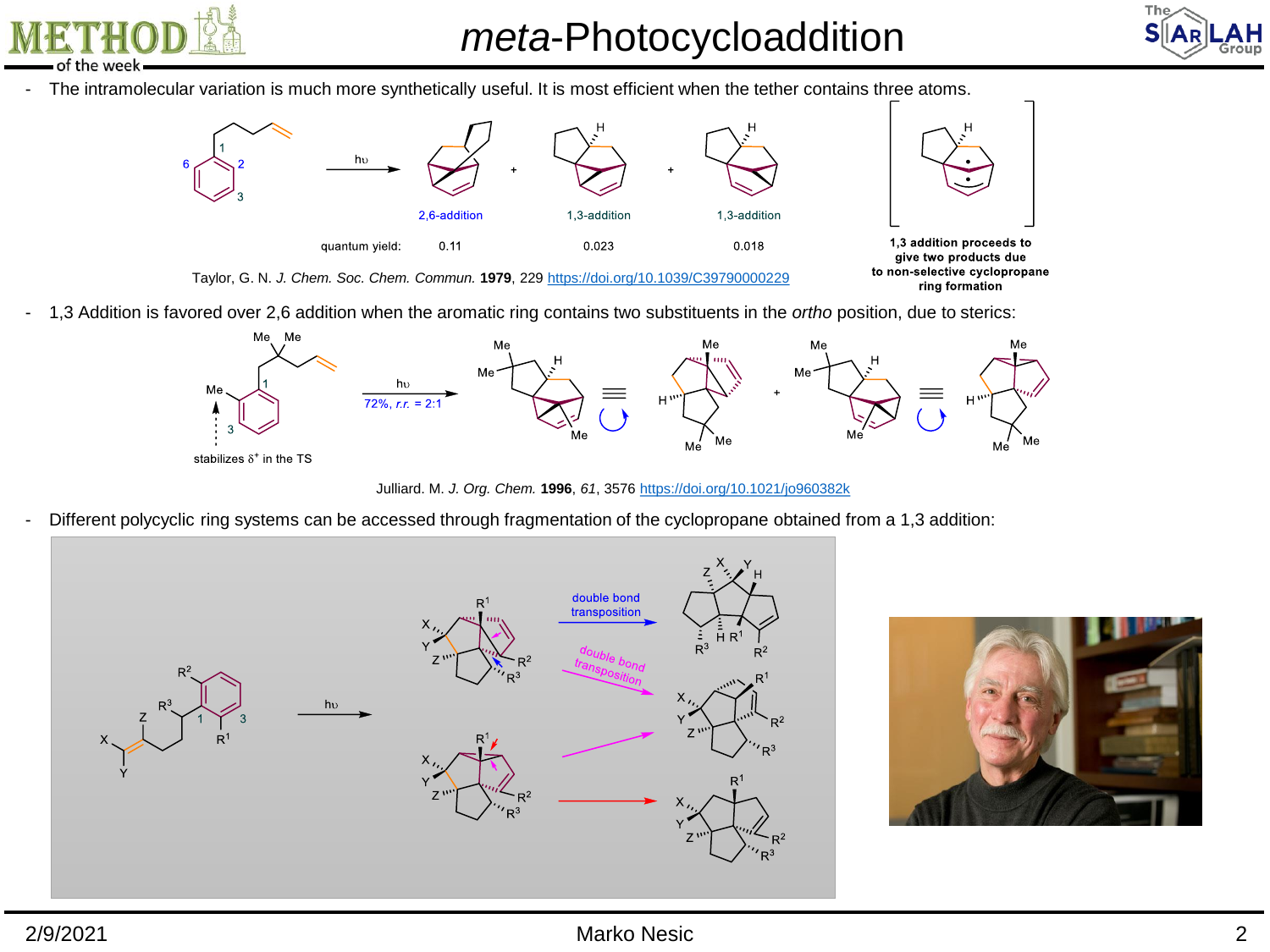# *meta*-Photocycloaddition

- The intramolecular variation is much more synthetically useful. It is most efficient when the tether contains three atoms.

hν

2,6-addition | 1,3-addition | 1,3-addition

quantum yield: 0.11 | 0.023 | 0.018

1,3 addition proceeds to give two products due to non-selective cyclopropane ring formation

Taylor, G. N. *J. Chem. Soc. Chem. Commun.* **1979**, 229 https://doi.org/10.1039/C39790000229

- 1,3 Addition is favored over 2,6 addition when the aromatic ring contains two substituents in the *ortho* position, due to sterics:

hν 72%, *r.r.* = 2:1

stabilizes $\delta^+$ in the TS

Julliard. M. *J. Org. Chem.* **1996**, *61*, 3576 https://doi.org/10.1021/jo960382k

- Different polycyclic ring systems can be accessed through fragmentation of the cyclopropane obtained from a 1,3 addition:

hν

double bond transposition

double bond transposition

Marko Nesic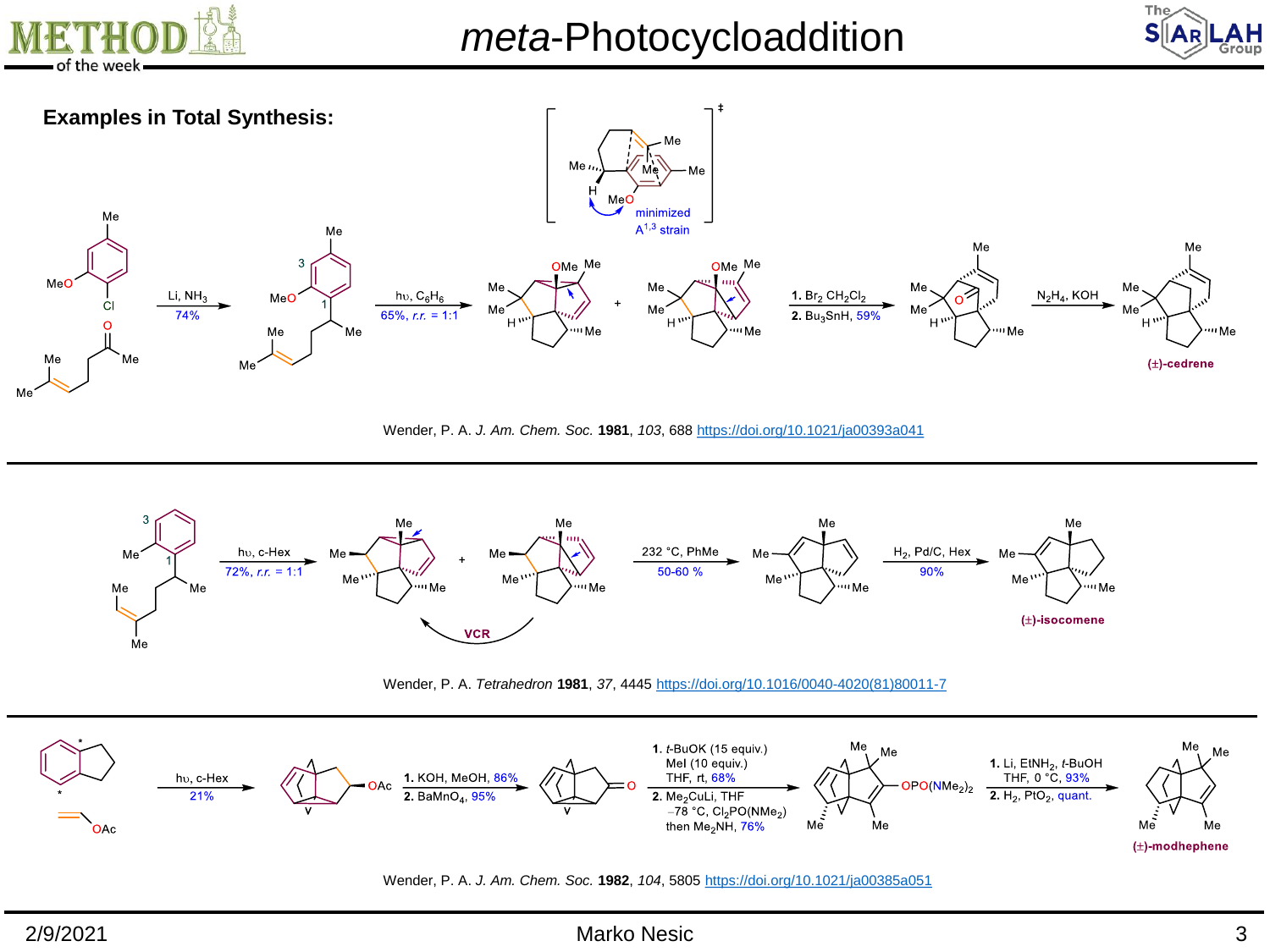## Examples in Total Synthesis:

Li, $NH_3$, 74%

hυ, $C_6H_6$, 65%, *r.r.* = 1:1

minimized $A^{1,3}$ strain

1. $Br_2$ $CH_2Cl_2$
2. $Bu_3SnH$, 59%

$N_2H_4$, KOH

(±)-cedrene

Wender, P. A. *J. Am. Chem. Soc.* **1981**, *103*, 688 https://doi.org/10.1021/ja00393a041

hυ, c-Hex, 72%, *r.r.* = 1:1

VCR

232 °C, PhMe, 50-60 %

$H_2$, Pd/C, Hex, 90%

(±)-isocomene

Wender, P. A. *Tetrahedron* **1981**, *37*, 4445 https://doi.org/10.1016/0040-4020(81)80011-7

hυ, c-Hex, 21%

1. KOH, MeOH, 86%
2. $BaMnO_4$, 95%

1. *t*-BuOK (15 equiv.) MeI (10 equiv.) THF, rt, 68%
2. $Me_2CuLi$, THF −78 °C, $Cl_2PO(NMe_2)$ then $Me_2NH$, 76%

1. Li, $EtNH_2$, *t*-BuOH THF, 0 °C, 93%
2. $H_2$, $PtO_2$, quant.

(±)-modhephene

Wender, P. A. *J. Am. Chem. Soc.* **1982**, *104*, 5805 https://doi.org/10.1021/ja00385a051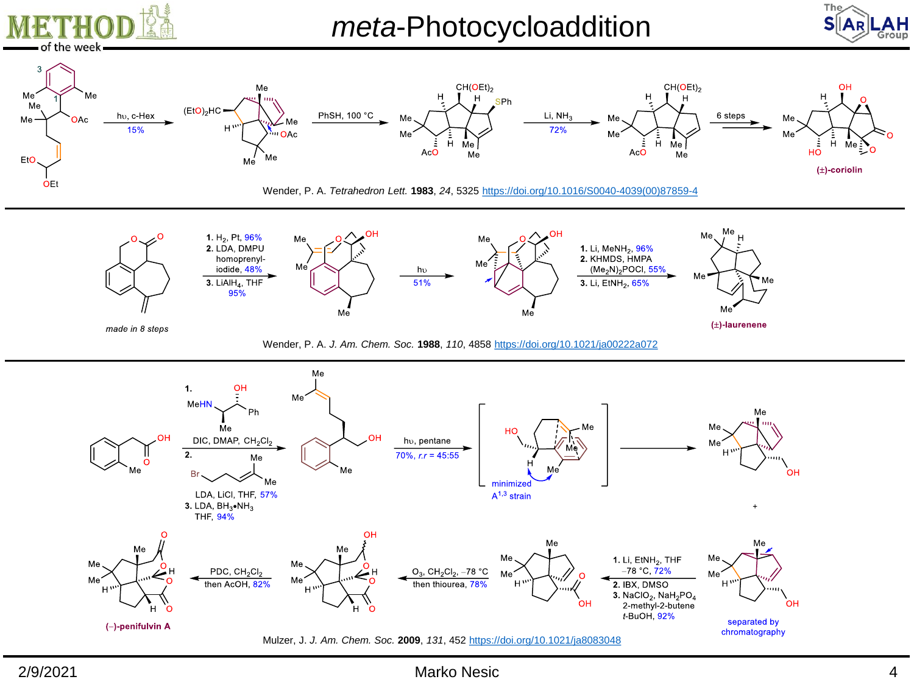# meta-Photocycloaddition

hυ, c-Hex
15%

PhSH, 100 °C

Li, $NH_3$
72%

6 steps

(±)-coriolin

Wender, P. A. *Tetrahedron Lett.* **1983**, *24*, 5325 https://doi.org/10.1016/S0040-4039(00)87859-4

made in 8 steps

**1.** $H_2$, Pt, 96%
**2.** LDA, DMPU homoprenyl-iodide, 48%
**3.** $LiAlH_4$, THF 95%

hυ
51%

**1.** Li, $MeNH_2$, 96%
**2.** KHMDS, HMPA $(Me_2N)_2POCl$, 55%
**3.** Li, $EtNH_2$, 65%

(±)-laurenene

Wender, P. A. *J. Am. Chem. Soc.* **1988**, *110*, 4858 https://doi.org/10.1021/ja00222a072

**1.** DIC, DMAP, $CH_2Cl_2$
**2.** LDA, LiCl, THF, 57%
**3.** LDA, $BH_3$•$NH_3$ THF, 94%

hυ, pentane
70%, r.r = 45:55

minimized $A^{1,3}$ strain

+

separated by chromatography

**1.** Li, $EtNH_2$, THF −78 °C, 72%
**2.** IBX, DMSO
**3.** $NaClO_2$, $NaH_2PO_4$ 2-methyl-2-butene t-BuOH, 92%

$O_3$, $CH_2Cl_2$, −78 °C
then thiourea, 78%

PDC, $CH_2Cl_2$
then AcOH, 82%

(−)-penifulvin A

Mulzer, J. *J. Am. Chem. Soc.* **2009**, *131*, 452 https://doi.org/10.1021/ja8083048

2/9/2021 Marko Nesic